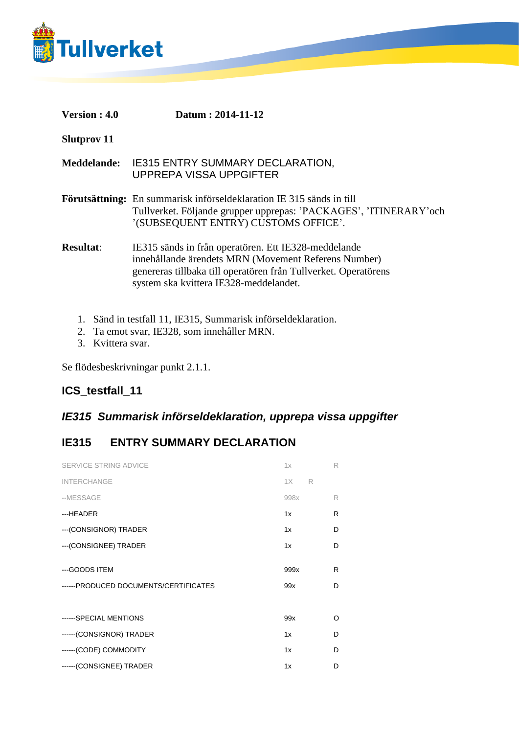**Version : 4.0** **Datum : 2014-11-12**

**Slutprov 11**

**Meddelande:** IE315 ENTRY SUMMARY DECLARATION, UPPREPA VISSA UPPGIFTER

**Förutsättning:** En summarisk införseldeklaration IE 315 sänds in till Tullverket. Följande grupper upprepas: 'PACKAGES', 'ITINERARY'och '(SUBSEQUENT ENTRY) CUSTOMS OFFICE'.

**Resultat**: IE315 sänds in från operatören. Ett IE328-meddelande innehållande ärendets MRN (Movement Referens Number) genereras tillbaka till operatören från Tullverket. Operatörens system ska kvittera IE328-meddelandet.

1. Sänd in testfall 11, IE315, Summarisk införseldeklaration.
2. Ta emot svar, IE328, som innehåller MRN.
3. Kvittera svar.

Se flödesbeskrivningar punkt 2.1.1.

## ICS_testfall_11

### *IE315 Summarisk införseldeklaration, upprepa vissa uppgifter*

## IE315 ENTRY SUMMARY DECLARATION

| | | |
|---|---|---|
| SERVICE STRING ADVICE | 1x | R |
| INTERCHANGE | 1X | R |
| --MESSAGE | 998x | R |
| ---HEADER | 1x | R |
| ---(CONSIGNOR) TRADER | 1x | D |
| ---(CONSIGNEE) TRADER | 1x | D |
| ---GOODS ITEM | 999x | R |
| ------PRODUCED DOCUMENTS/CERTIFICATES | 99x | D |
| ------SPECIAL MENTIONS | 99x | O |
| ------(CONSIGNOR) TRADER | 1x | D |
| ------(CODE) COMMODITY | 1x | D |
| ------(CONSIGNEE) TRADER | 1x | D |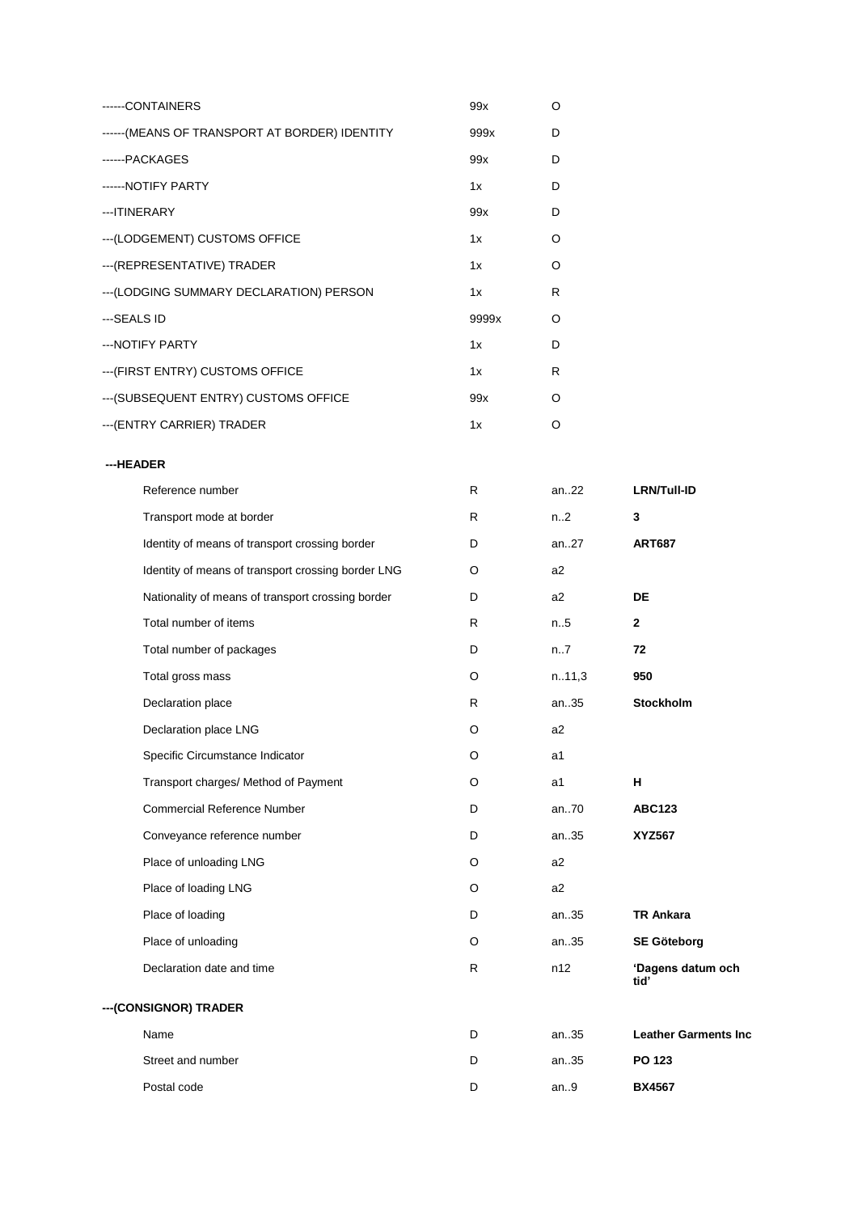| | | |
|---|---|---|
| ------CONTAINERS | 99x | O |
| ------(MEANS OF TRANSPORT AT BORDER) IDENTITY | 999x | D |
| ------PACKAGES | 99x | D |
| ------NOTIFY PARTY | 1x | D |
| ---ITINERARY | 99x | D |
| ---(LODGEMENT) CUSTOMS OFFICE | 1x | O |
| ---(REPRESENTATIVE) TRADER | 1x | O |
| ---(LODGING SUMMARY DECLARATION) PERSON | 1x | R |
| ---SEALS ID | 9999x | O |
| ---NOTIFY PARTY | 1x | D |
| ---(FIRST ENTRY) CUSTOMS OFFICE | 1x | R |
| ---(SUBSEQUENT ENTRY) CUSTOMS OFFICE | 99x | O |
| ---(ENTRY CARRIER) TRADER | 1x | O |

**---HEADER**

| | | | |
|---|---|---|---|
| Reference number | R | an..22 | **LRN/Tull-ID** |
| Transport mode at border | R | n..2 | **3** |
| Identity of means of transport crossing border | D | an..27 | **ART687** |
| Identity of means of transport crossing border LNG | O | a2 | |
| Nationality of means of transport crossing border | D | a2 | **DE** |
| Total number of items | R | n..5 | **2** |
| Total number of packages | D | n..7 | **72** |
| Total gross mass | O | n..11,3 | **950** |
| Declaration place | R | an..35 | **Stockholm** |
| Declaration place LNG | O | a2 | |
| Specific Circumstance Indicator | O | a1 | |
| Transport charges/ Method of Payment | O | a1 | **H** |
| Commercial Reference Number | D | an..70 | **ABC123** |
| Conveyance reference number | D | an..35 | **XYZ567** |
| Place of unloading LNG | O | a2 | |
| Place of loading LNG | O | a2 | |
| Place of loading | D | an..35 | **TR Ankara** |
| Place of unloading | O | an..35 | **SE Göteborg** |
| Declaration date and time | R | n12 | **'Dagens datum och tid'** |

**---(CONSIGNOR) TRADER**

| | | | |
|---|---|---|---|
| Name | D | an..35 | **Leather Garments Inc** |
| Street and number | D | an..35 | **PO 123** |
| Postal code | D | an..9 | **BX4567** |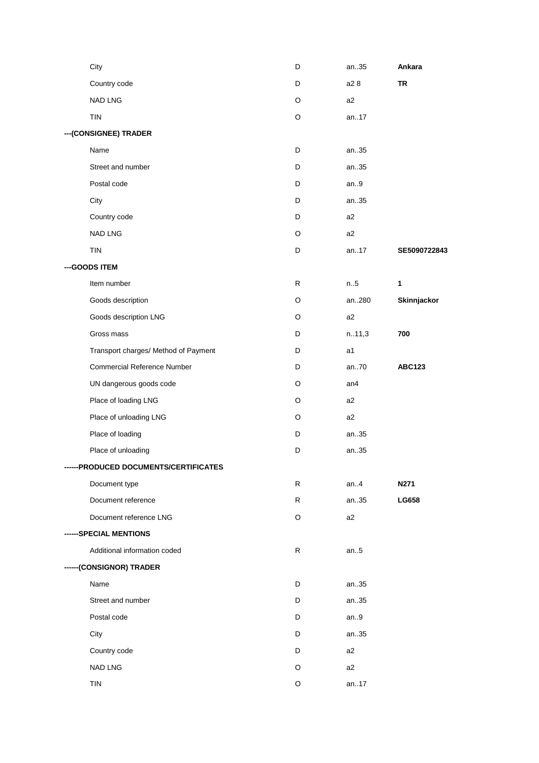| | | | |
|---|---|---|---|
| City | D | an..35 | **Ankara** |
| Country code | D | a2 8 | **TR** |
| NAD LNG | O | a2 | |
| TIN | O | an..17 | |
| **---(CONSIGNEE) TRADER** | | | |
| Name | D | an..35 | |
| Street and number | D | an..35 | |
| Postal code | D | an..9 | |
| City | D | an..35 | |
| Country code | D | a2 | |
| NAD LNG | O | a2 | |
| TIN | D | an..17 | **SE5090722843** |
| **---GOODS ITEM** | | | |
| Item number | R | n..5 | **1** |
| Goods description | O | an..280 | **Skinnjackor** |
| Goods description LNG | O | a2 | |
| Gross mass | D | n..11,3 | **700** |
| Transport charges/ Method of Payment | D | a1 | |
| Commercial Reference Number | D | an..70 | **ABC123** |
| UN dangerous goods code | O | an4 | |
| Place of loading LNG | O | a2 | |
| Place of unloading LNG | O | a2 | |
| Place of loading | D | an..35 | |
| Place of unloading | D | an..35 | |
| **------PRODUCED DOCUMENTS/CERTIFICATES** | | | |
| Document type | R | an..4 | **N271** |
| Document reference | R | an..35 | **LG658** |
| Document reference LNG | O | a2 | |
| **------SPECIAL MENTIONS** | | | |
| Additional information coded | R | an..5 | |
| **------(CONSIGNOR) TRADER** | | | |
| Name | D | an..35 | |
| Street and number | D | an..35 | |
| Postal code | D | an..9 | |
| City | D | an..35 | |
| Country code | D | a2 | |
| NAD LNG | O | a2 | |
| TIN | O | an..17 | |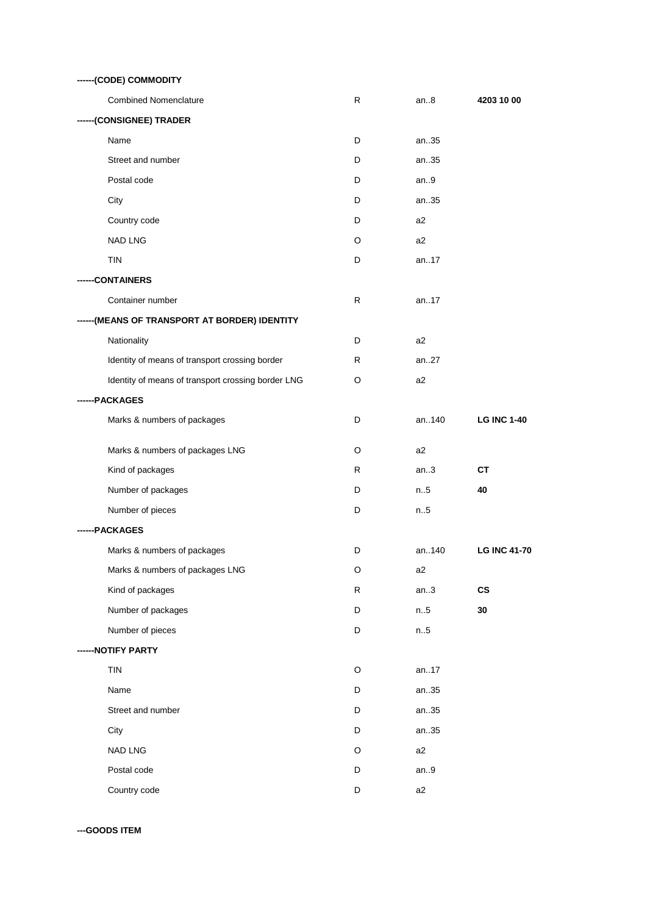**------(CODE) COMMODITY**

| | | | |
|---|---|---|---|
| Combined Nomenclature | R | an..8 | **4203 10 00** |

**------(CONSIGNEE) TRADER**

| | | | |
|---|---|---|---|
| Name | D | an..35 | |
| Street and number | D | an..35 | |
| Postal code | D | an..9 | |
| City | D | an..35 | |
| Country code | D | a2 | |
| NAD LNG | O | a2 | |
| TIN | D | an..17 | |

**------CONTAINERS**

| | | | |
|---|---|---|---|
| Container number | R | an..17 | |

**------(MEANS OF TRANSPORT AT BORDER) IDENTITY**

| | | | |
|---|---|---|---|
| Nationality | D | a2 | |
| Identity of means of transport crossing border | R | an..27 | |
| Identity of means of transport crossing border LNG | O | a2 | |

**------PACKAGES**

| | | | |
|---|---|---|---|
| Marks & numbers of packages | D | an..140 | **LG INC 1-40** |
| Marks & numbers of packages LNG | O | a2 | |
| Kind of packages | R | an..3 | **CT** |
| Number of packages | D | n..5 | **40** |
| Number of pieces | D | n..5 | |

**------PACKAGES**

| | | | |
|---|---|---|---|
| Marks & numbers of packages | D | an..140 | **LG INC 41-70** |
| Marks & numbers of packages LNG | O | a2 | |
| Kind of packages | R | an..3 | **CS** |
| Number of packages | D | n..5 | **30** |
| Number of pieces | D | n..5 | |

**------NOTIFY PARTY**

| | | | |
|---|---|---|---|
| TIN | O | an..17 | |
| Name | D | an..35 | |
| Street and number | D | an..35 | |
| City | D | an..35 | |
| NAD LNG | O | a2 | |
| Postal code | D | an..9 | |
| Country code | D | a2 | |

**---GOODS ITEM**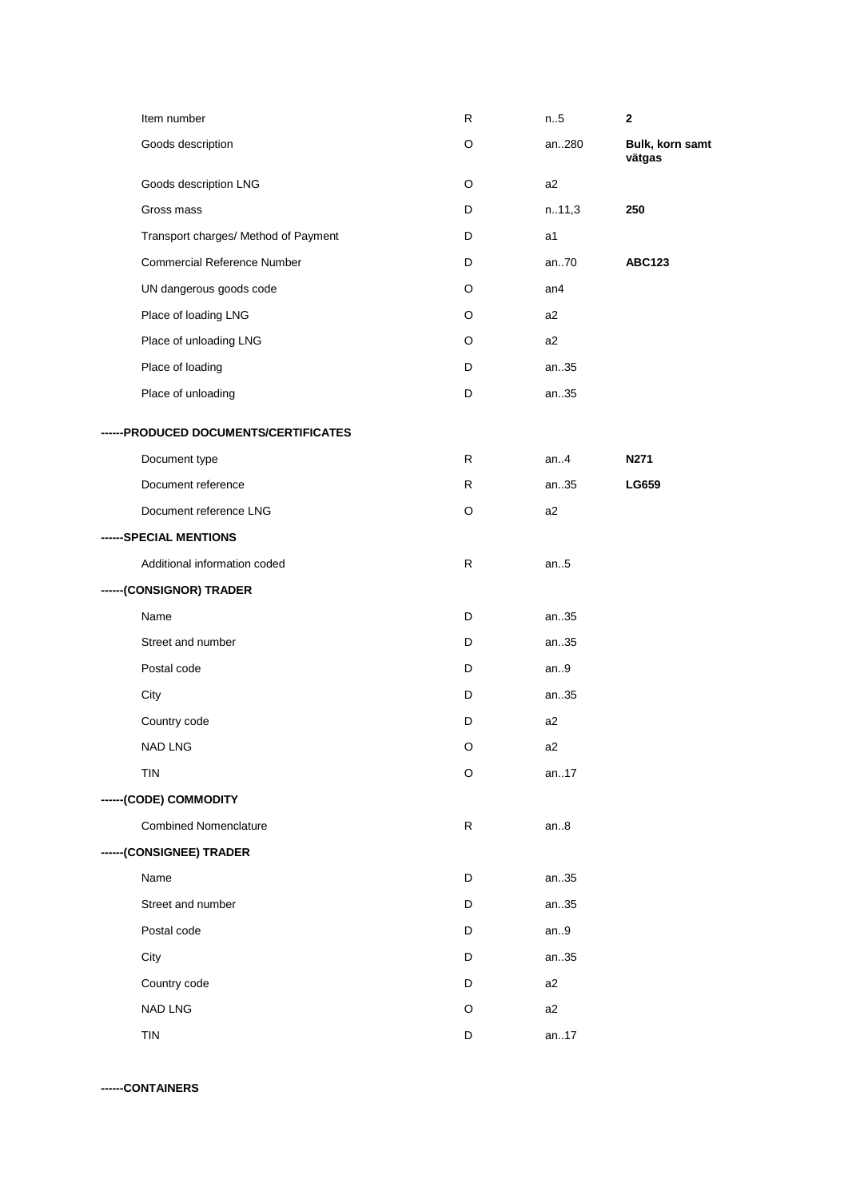| | | | |
|---|---|---|---|
| Item number | R | n..5 | **2** |
| Goods description | O | an..280 | **Bulk, korn samt vätgas** |
| Goods description LNG | O | a2 | |
| Gross mass | D | n..11,3 | **250** |
| Transport charges/ Method of Payment | D | a1 | |
| Commercial Reference Number | D | an..70 | **ABC123** |
| UN dangerous goods code | O | an4 | |
| Place of loading LNG | O | a2 | |
| Place of unloading LNG | O | a2 | |
| Place of loading | D | an..35 | |
| Place of unloading | D | an..35 | |
| **------PRODUCED DOCUMENTS/CERTIFICATES** | | | |
| Document type | R | an..4 | **N271** |
| Document reference | R | an..35 | **LG659** |
| Document reference LNG | O | a2 | |
| **------SPECIAL MENTIONS** | | | |
| Additional information coded | R | an..5 | |
| **------(CONSIGNOR) TRADER** | | | |
| Name | D | an..35 | |
| Street and number | D | an..35 | |
| Postal code | D | an..9 | |
| City | D | an..35 | |
| Country code | D | a2 | |
| NAD LNG | O | a2 | |
| TIN | O | an..17 | |
| **------(CODE) COMMODITY** | | | |
| Combined Nomenclature | R | an..8 | |
| **------(CONSIGNEE) TRADER** | | | |
| Name | D | an..35 | |
| Street and number | D | an..35 | |
| Postal code | D | an..9 | |
| City | D | an..35 | |
| Country code | D | a2 | |
| NAD LNG | O | a2 | |
| TIN | D | an..17 | |

**------CONTAINERS**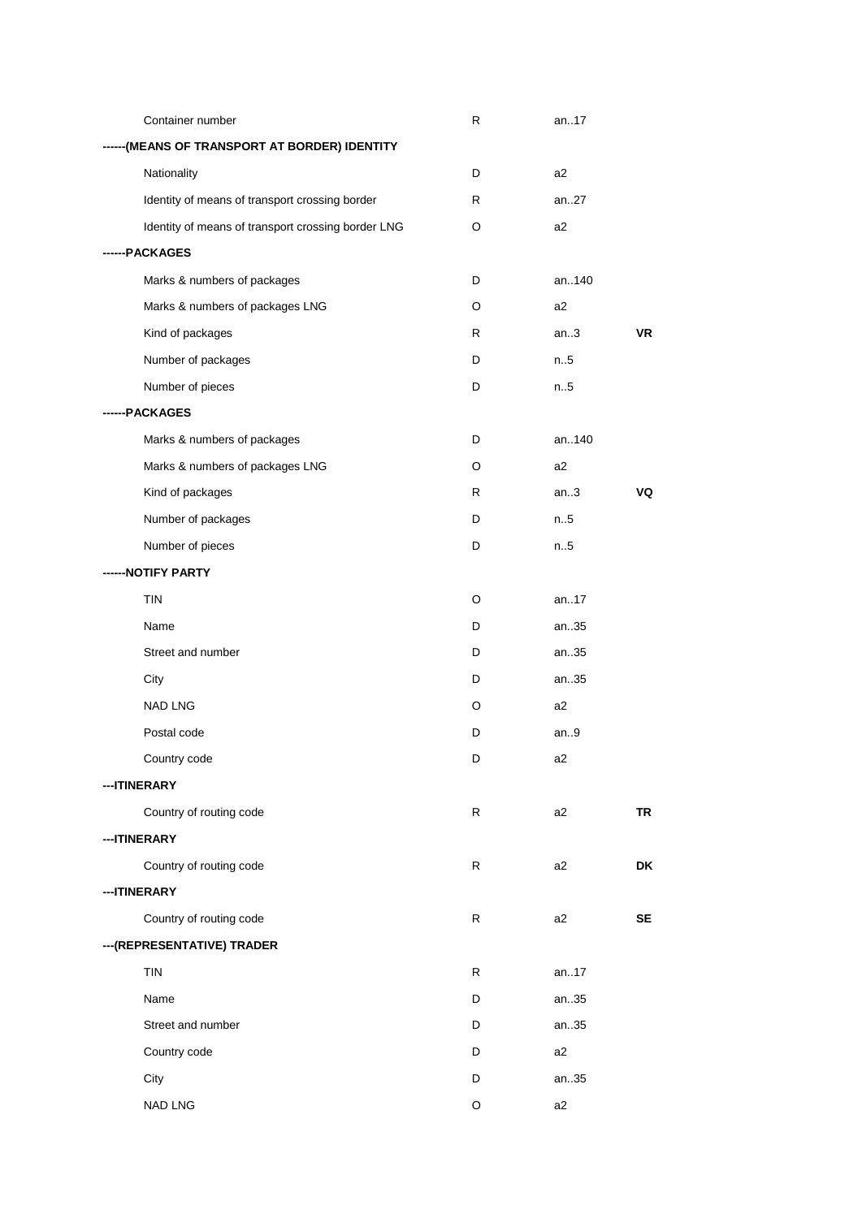| | | | |
|---|---|---|---|
| Container number | R | an..17 | |
| **------(MEANS OF TRANSPORT AT BORDER) IDENTITY** | | | |
| Nationality | D | a2 | |
| Identity of means of transport crossing border | R | an..27 | |
| Identity of means of transport crossing border LNG | O | a2 | |
| **------PACKAGES** | | | |
| Marks & numbers of packages | D | an..140 | |
| Marks & numbers of packages LNG | O | a2 | |
| Kind of packages | R | an..3 | **VR** |
| Number of packages | D | n..5 | |
| Number of pieces | D | n..5 | |
| **------PACKAGES** | | | |
| Marks & numbers of packages | D | an..140 | |
| Marks & numbers of packages LNG | O | a2 | |
| Kind of packages | R | an..3 | **VQ** |
| Number of packages | D | n..5 | |
| Number of pieces | D | n..5 | |
| **------NOTIFY PARTY** | | | |
| TIN | O | an..17 | |
| Name | D | an..35 | |
| Street and number | D | an..35 | |
| City | D | an..35 | |
| NAD LNG | O | a2 | |
| Postal code | D | an..9 | |
| Country code | D | a2 | |
| **---ITINERARY** | | | |
| Country of routing code | R | a2 | **TR** |
| **---ITINERARY** | | | |
| Country of routing code | R | a2 | **DK** |
| **---ITINERARY** | | | |
| Country of routing code | R | a2 | **SE** |
| **---(REPRESENTATIVE) TRADER** | | | |
| TIN | R | an..17 | |
| Name | D | an..35 | |
| Street and number | D | an..35 | |
| Country code | D | a2 | |
| City | D | an..35 | |
| NAD LNG | O | a2 | |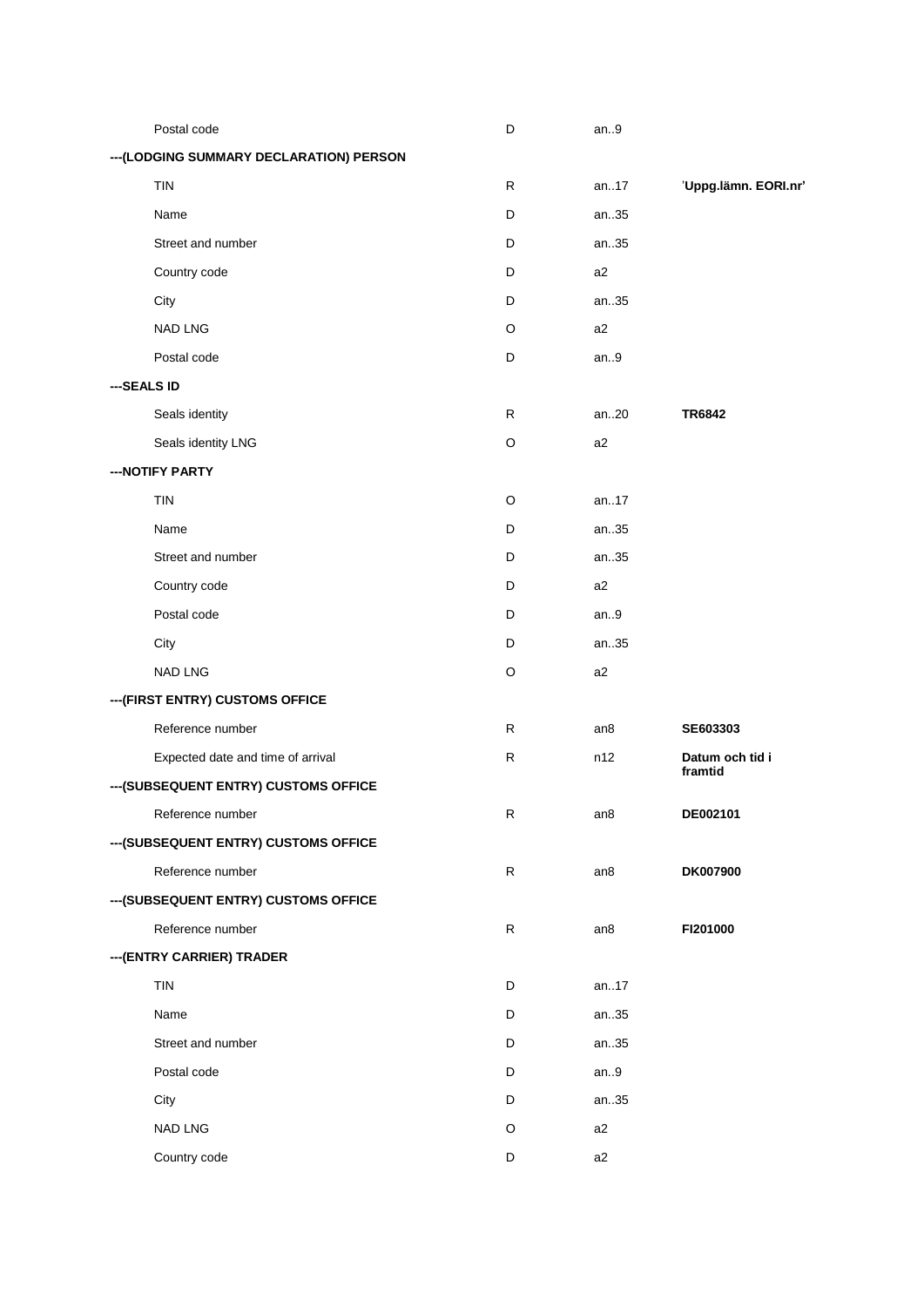| | | | |
|---|---|---|---|
| Postal code | D | an..9 | |
| **---(LODGING SUMMARY DECLARATION) PERSON** | | | |
| TIN | R | an..17 | **'Uppg.lämn. EORI.nr'** |
| Name | D | an..35 | |
| Street and number | D | an..35 | |
| Country code | D | a2 | |
| City | D | an..35 | |
| NAD LNG | O | a2 | |
| Postal code | D | an..9 | |
| **---SEALS ID** | | | |
| Seals identity | R | an..20 | **TR6842** |
| Seals identity LNG | O | a2 | |
| **---NOTIFY PARTY** | | | |
| TIN | O | an..17 | |
| Name | D | an..35 | |
| Street and number | D | an..35 | |
| Country code | D | a2 | |
| Postal code | D | an..9 | |
| City | D | an..35 | |
| NAD LNG | O | a2 | |
| **---(FIRST ENTRY) CUSTOMS OFFICE** | | | |
| Reference number | R | an8 | **SE603303** |
| Expected date and time of arrival | R | n12 | **Datum och tid i framtid** |
| **---(SUBSEQUENT ENTRY) CUSTOMS OFFICE** | | | |
| Reference number | R | an8 | **DE002101** |
| **---(SUBSEQUENT ENTRY) CUSTOMS OFFICE** | | | |
| Reference number | R | an8 | **DK007900** |
| **---(SUBSEQUENT ENTRY) CUSTOMS OFFICE** | | | |
| Reference number | R | an8 | **FI201000** |
| **---(ENTRY CARRIER) TRADER** | | | |
| TIN | D | an..17 | |
| Name | D | an..35 | |
| Street and number | D | an..35 | |
| Postal code | D | an..9 | |
| City | D | an..35 | |
| NAD LNG | O | a2 | |
| Country code | D | a2 | |